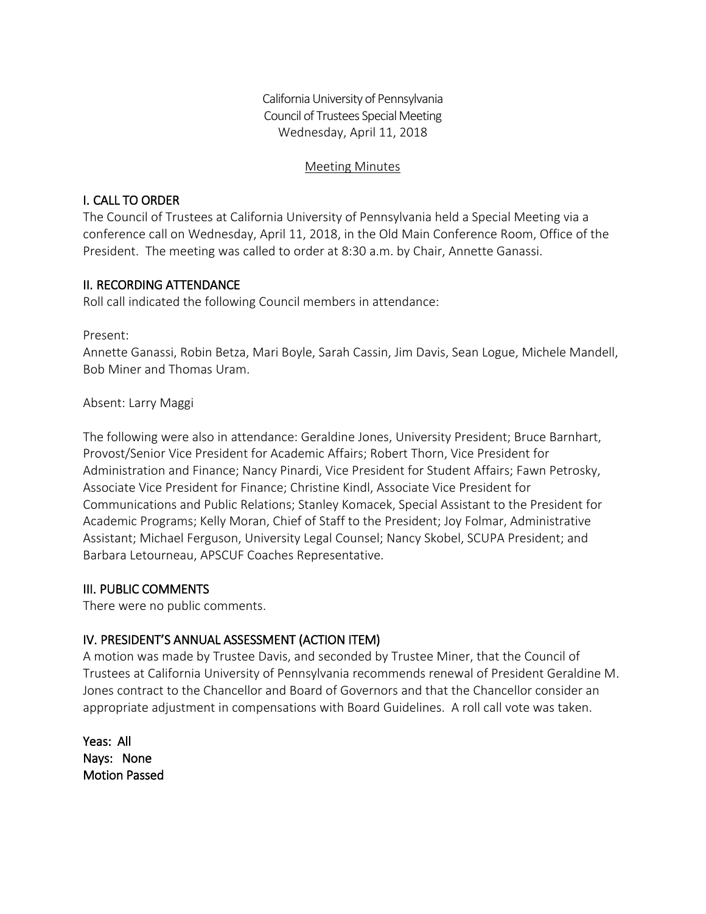California University of Pennsylvania
Council of Trustees Special Meeting
Wednesday, April 11, 2018

Meeting Minutes

## I. CALL TO ORDER

The Council of Trustees at California University of Pennsylvania held a Special Meeting via a conference call on Wednesday, April 11, 2018, in the Old Main Conference Room, Office of the President. The meeting was called to order at 8:30 a.m. by Chair, Annette Ganassi.

## II. RECORDING ATTENDANCE

Roll call indicated the following Council members in attendance:

Present:
Annette Ganassi, Robin Betza, Mari Boyle, Sarah Cassin, Jim Davis, Sean Logue, Michele Mandell, Bob Miner and Thomas Uram.

Absent: Larry Maggi

The following were also in attendance: Geraldine Jones, University President; Bruce Barnhart, Provost/Senior Vice President for Academic Affairs; Robert Thorn, Vice President for Administration and Finance; Nancy Pinardi, Vice President for Student Affairs; Fawn Petrosky, Associate Vice President for Finance; Christine Kindl, Associate Vice President for Communications and Public Relations; Stanley Komacek, Special Assistant to the President for Academic Programs; Kelly Moran, Chief of Staff to the President; Joy Folmar, Administrative Assistant; Michael Ferguson, University Legal Counsel; Nancy Skobel, SCUPA President; and Barbara Letourneau, APSCUF Coaches Representative.

## III. PUBLIC COMMENTS

There were no public comments.

## IV. PRESIDENT'S ANNUAL ASSESSMENT (ACTION ITEM)

A motion was made by Trustee Davis, and seconded by Trustee Miner, that the Council of Trustees at California University of Pennsylvania recommends renewal of President Geraldine M. Jones contract to the Chancellor and Board of Governors and that the Chancellor consider an appropriate adjustment in compensations with Board Guidelines. A roll call vote was taken.

**Yeas: All**
**Nays: None**
**Motion Passed**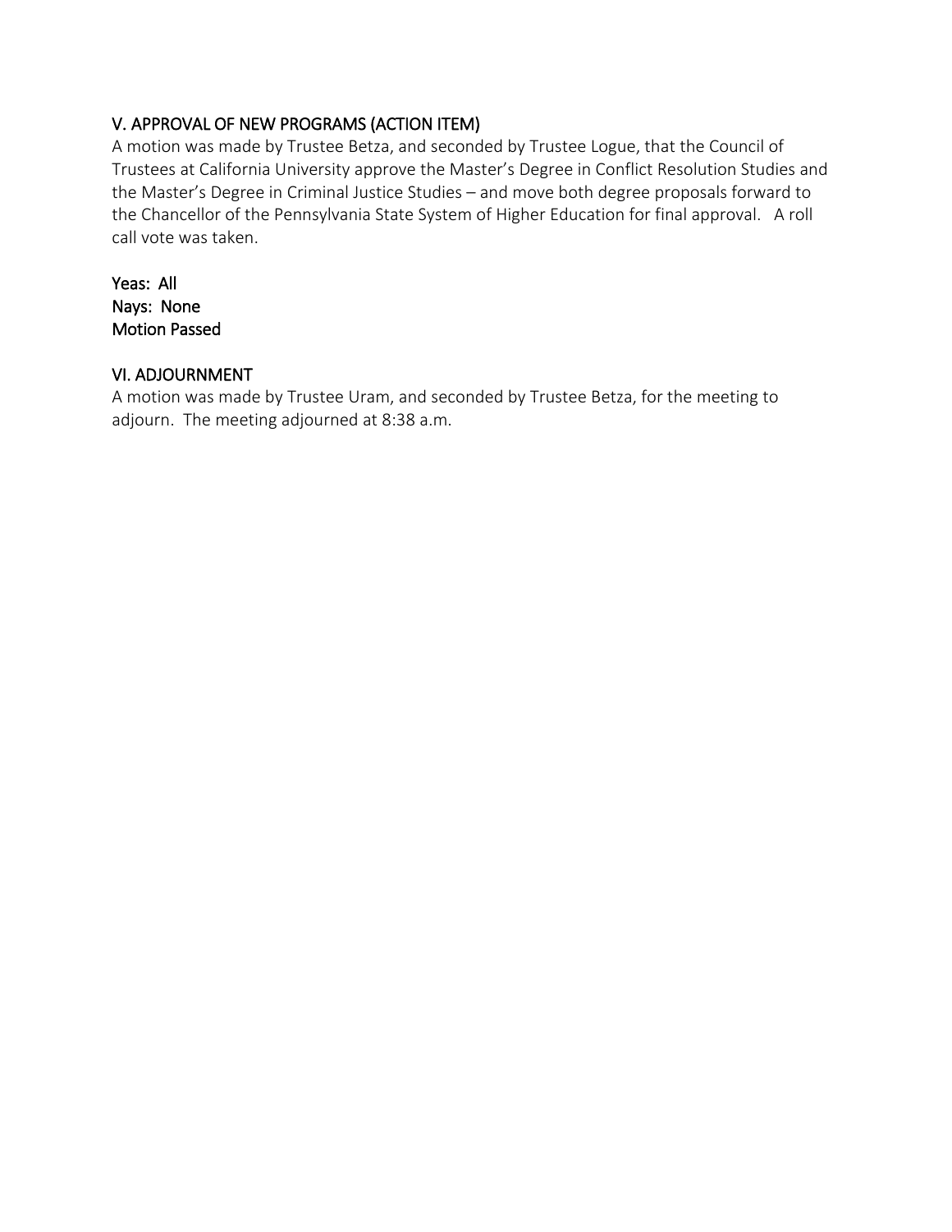## V. APPROVAL OF NEW PROGRAMS (ACTION ITEM)

A motion was made by Trustee Betza, and seconded by Trustee Logue, that the Council of Trustees at California University approve the Master's Degree in Conflict Resolution Studies and the Master's Degree in Criminal Justice Studies – and move both degree proposals forward to the Chancellor of the Pennsylvania State System of Higher Education for final approval. A roll call vote was taken.

Yeas: All
Nays: None
Motion Passed

## VI. ADJOURNMENT

A motion was made by Trustee Uram, and seconded by Trustee Betza, for the meeting to adjourn. The meeting adjourned at 8:38 a.m.